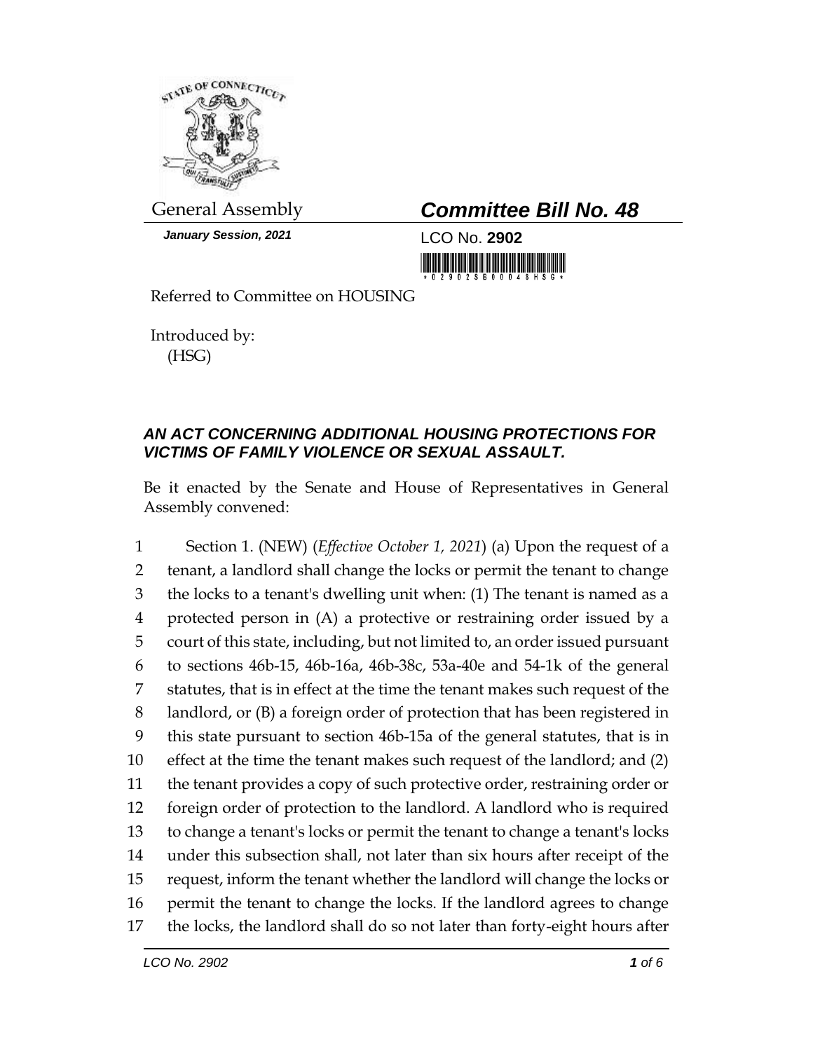General Assembly

***Committee Bill No. 48***

*January Session, 2021*

LCO No. **2902**

Referred to Committee on HOUSING

Introduced by:
(HSG)

## *AN ACT CONCERNING ADDITIONAL HOUSING PROTECTIONS FOR VICTIMS OF FAMILY VIOLENCE OR SEXUAL ASSAULT.*

Be it enacted by the Senate and House of Representatives in General Assembly convened:

1 Section 1. (NEW) (*Effective October 1, 2021*) (a) Upon the request of a
2 tenant, a landlord shall change the locks or permit the tenant to change
3 the locks to a tenant's dwelling unit when: (1) The tenant is named as a
4 protected person in (A) a protective or restraining order issued by a
5 court of this state, including, but not limited to, an order issued pursuant
6 to sections 46b-15, 46b-16a, 46b-38c, 53a-40e and 54-1k of the general
7 statutes, that is in effect at the time the tenant makes such request of the
8 landlord, or (B) a foreign order of protection that has been registered in
9 this state pursuant to section 46b-15a of the general statutes, that is in
10 effect at the time the tenant makes such request of the landlord; and (2)
11 the tenant provides a copy of such protective order, restraining order or
12 foreign order of protection to the landlord. A landlord who is required
13 to change a tenant's locks or permit the tenant to change a tenant's locks
14 under this subsection shall, not later than six hours after receipt of the
15 request, inform the tenant whether the landlord will change the locks or
16 permit the tenant to change the locks. If the landlord agrees to change
17 the locks, the landlord shall do so not later than forty-eight hours after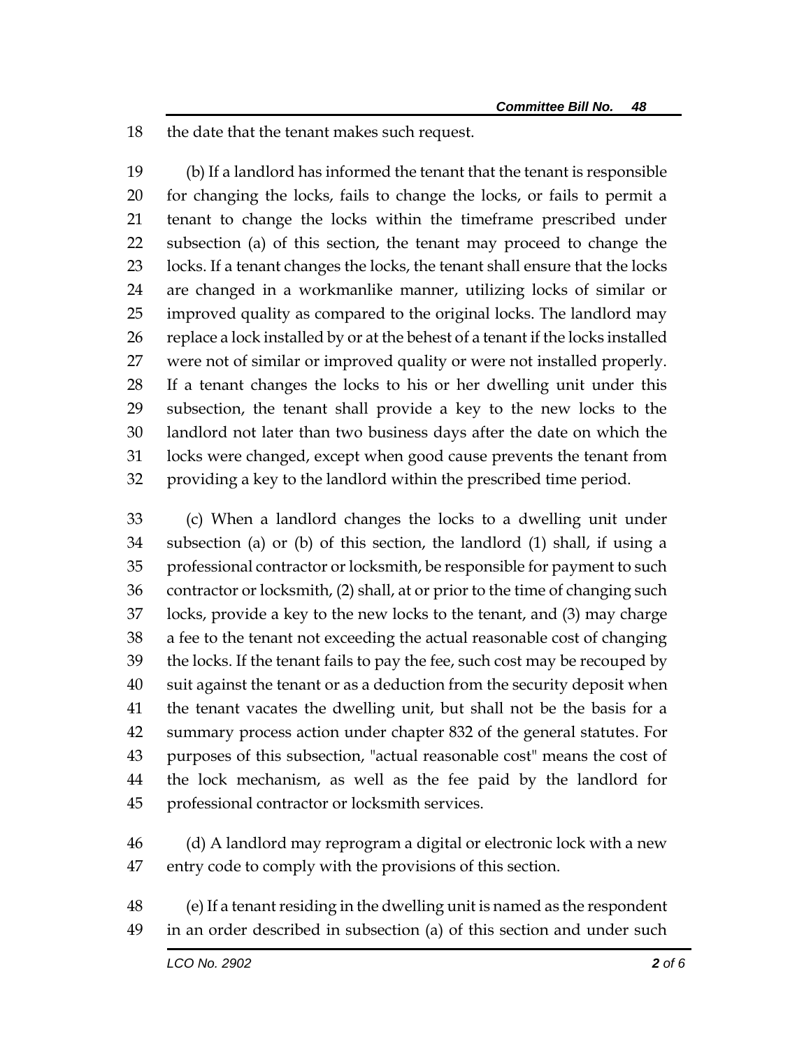the date that the tenant makes such request.

(b) If a landlord has informed the tenant that the tenant is responsible for changing the locks, fails to change the locks, or fails to permit a tenant to change the locks within the timeframe prescribed under subsection (a) of this section, the tenant may proceed to change the locks. If a tenant changes the locks, the tenant shall ensure that the locks are changed in a workmanlike manner, utilizing locks of similar or improved quality as compared to the original locks. The landlord may replace a lock installed by or at the behest of a tenant if the locks installed were not of similar or improved quality or were not installed properly. If a tenant changes the locks to his or her dwelling unit under this subsection, the tenant shall provide a key to the new locks to the landlord not later than two business days after the date on which the locks were changed, except when good cause prevents the tenant from providing a key to the landlord within the prescribed time period.

(c) When a landlord changes the locks to a dwelling unit under subsection (a) or (b) of this section, the landlord (1) shall, if using a professional contractor or locksmith, be responsible for payment to such contractor or locksmith, (2) shall, at or prior to the time of changing such locks, provide a key to the new locks to the tenant, and (3) may charge a fee to the tenant not exceeding the actual reasonable cost of changing the locks. If the tenant fails to pay the fee, such cost may be recouped by suit against the tenant or as a deduction from the security deposit when the tenant vacates the dwelling unit, but shall not be the basis for a summary process action under chapter 832 of the general statutes. For purposes of this subsection, "actual reasonable cost" means the cost of the lock mechanism, as well as the fee paid by the landlord for professional contractor or locksmith services.

(d) A landlord may reprogram a digital or electronic lock with a new entry code to comply with the provisions of this section.

(e) If a tenant residing in the dwelling unit is named as the respondent in an order described in subsection (a) of this section and under such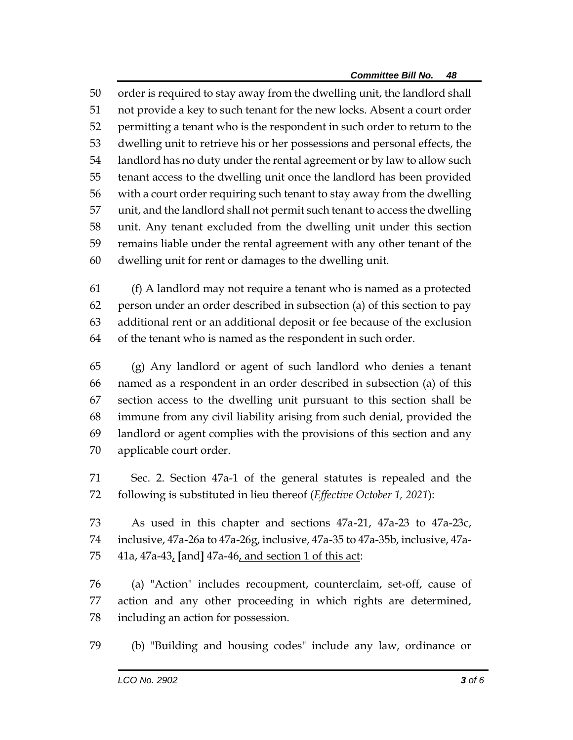order is required to stay away from the dwelling unit, the landlord shall not provide a key to such tenant for the new locks. Absent a court order permitting a tenant who is the respondent in such order to return to the dwelling unit to retrieve his or her possessions and personal effects, the landlord has no duty under the rental agreement or by law to allow such tenant access to the dwelling unit once the landlord has been provided with a court order requiring such tenant to stay away from the dwelling unit, and the landlord shall not permit such tenant to access the dwelling unit. Any tenant excluded from the dwelling unit under this section remains liable under the rental agreement with any other tenant of the dwelling unit for rent or damages to the dwelling unit.

(f) A landlord may not require a tenant who is named as a protected person under an order described in subsection (a) of this section to pay additional rent or an additional deposit or fee because of the exclusion of the tenant who is named as the respondent in such order.

(g) Any landlord or agent of such landlord who denies a tenant named as a respondent in an order described in subsection (a) of this section access to the dwelling unit pursuant to this section shall be immune from any civil liability arising from such denial, provided the landlord or agent complies with the provisions of this section and any applicable court order.

Sec. 2. Section 47a-1 of the general statutes is repealed and the following is substituted in lieu thereof (*Effective October 1, 2021*):

As used in this chapter and sections 47a-21, 47a-23 to 47a-23c, inclusive, 47a-26a to 47a-26g, inclusive, 47a-35 to 47a-35b, inclusive, 47a-41a, 47a-43, **[**and**]** 47a-46, and section 1 of this act:

(a) "Action" includes recoupment, counterclaim, set-off, cause of action and any other proceeding in which rights are determined, including an action for possession.

(b) "Building and housing codes" include any law, ordinance or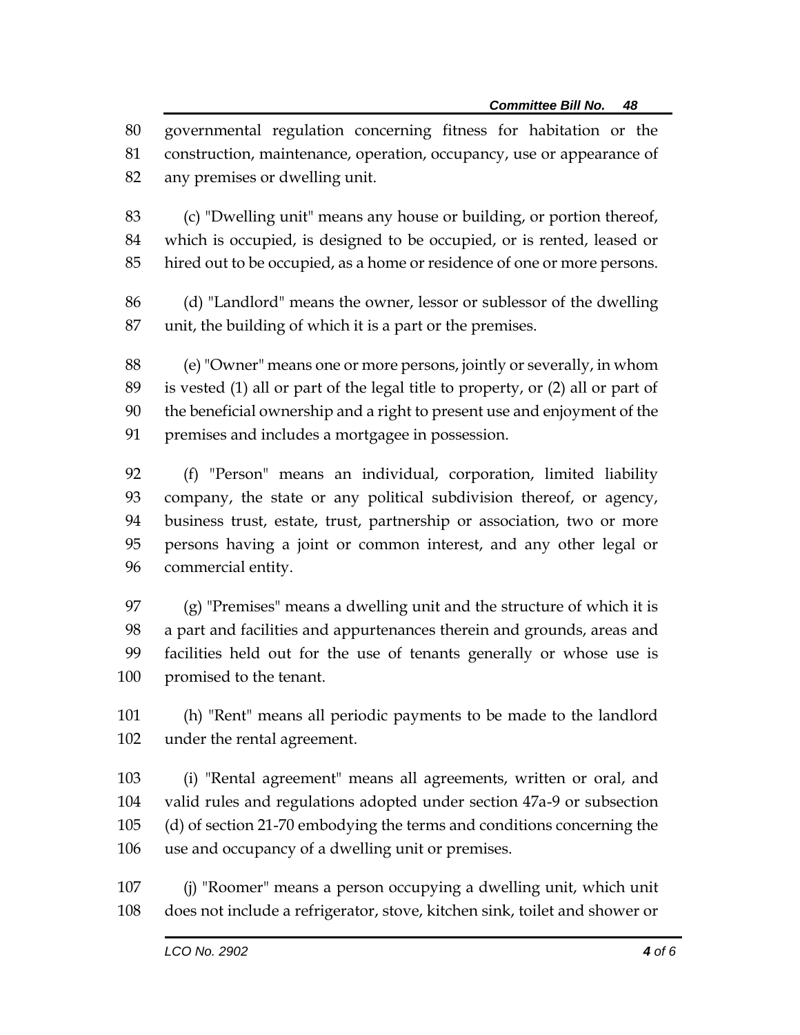governmental regulation concerning fitness for habitation or the construction, maintenance, operation, occupancy, use or appearance of any premises or dwelling unit.

(c) "Dwelling unit" means any house or building, or portion thereof, which is occupied, is designed to be occupied, or is rented, leased or hired out to be occupied, as a home or residence of one or more persons.

(d) "Landlord" means the owner, lessor or sublessor of the dwelling unit, the building of which it is a part or the premises.

(e) "Owner" means one or more persons, jointly or severally, in whom is vested (1) all or part of the legal title to property, or (2) all or part of the beneficial ownership and a right to present use and enjoyment of the premises and includes a mortgagee in possession.

(f) "Person" means an individual, corporation, limited liability company, the state or any political subdivision thereof, or agency, business trust, estate, trust, partnership or association, two or more persons having a joint or common interest, and any other legal or commercial entity.

(g) "Premises" means a dwelling unit and the structure of which it is a part and facilities and appurtenances therein and grounds, areas and facilities held out for the use of tenants generally or whose use is promised to the tenant.

(h) "Rent" means all periodic payments to be made to the landlord under the rental agreement.

(i) "Rental agreement" means all agreements, written or oral, and valid rules and regulations adopted under section 47a-9 or subsection (d) of section 21-70 embodying the terms and conditions concerning the use and occupancy of a dwelling unit or premises.

(j) "Roomer" means a person occupying a dwelling unit, which unit does not include a refrigerator, stove, kitchen sink, toilet and shower or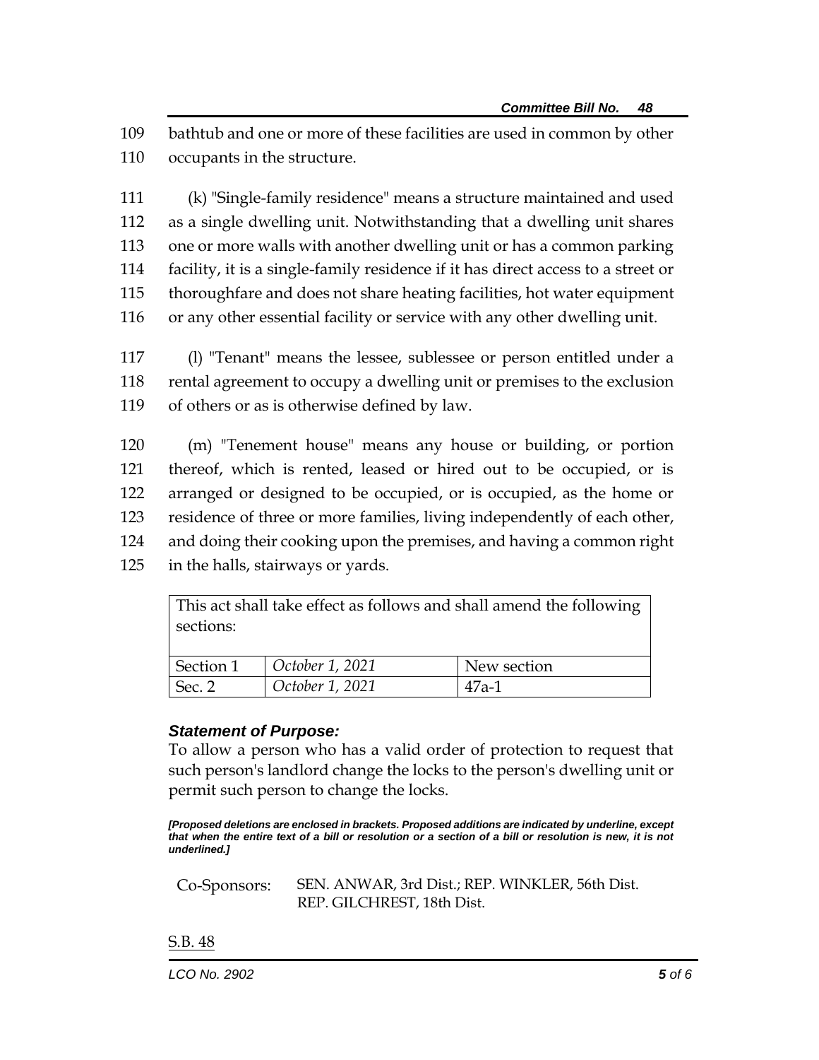bathtub and one or more of these facilities are used in common by other occupants in the structure.

(k) "Single-family residence" means a structure maintained and used as a single dwelling unit. Notwithstanding that a dwelling unit shares one or more walls with another dwelling unit or has a common parking facility, it is a single-family residence if it has direct access to a street or thoroughfare and does not share heating facilities, hot water equipment or any other essential facility or service with any other dwelling unit.

(l) "Tenant" means the lessee, sublessee or person entitled under a rental agreement to occupy a dwelling unit or premises to the exclusion of others or as is otherwise defined by law.

(m) "Tenement house" means any house or building, or portion thereof, which is rented, leased or hired out to be occupied, or is arranged or designed to be occupied, or is occupied, as the home or residence of three or more families, living independently of each other, and doing their cooking upon the premises, and having a common right in the halls, stairways or yards.

| This act shall take effect as follows and shall amend the following sections: | | |
|---|---|---|
| Section 1 | *October 1, 2021* | New section |
| Sec. 2 | *October 1, 2021* | 47a-1 |

***Statement of Purpose:***

To allow a person who has a valid order of protection to request that such person's landlord change the locks to the person's dwelling unit or permit such person to change the locks.

***[Proposed deletions are enclosed in brackets. Proposed additions are indicated by underline, except that when the entire text of a bill or resolution or a section of a bill or resolution is new, it is not underlined.]***

Co-Sponsors: SEN. ANWAR, 3rd Dist.; REP. WINKLER, 56th Dist. REP. GILCHREST, 18th Dist.

S.B. 48